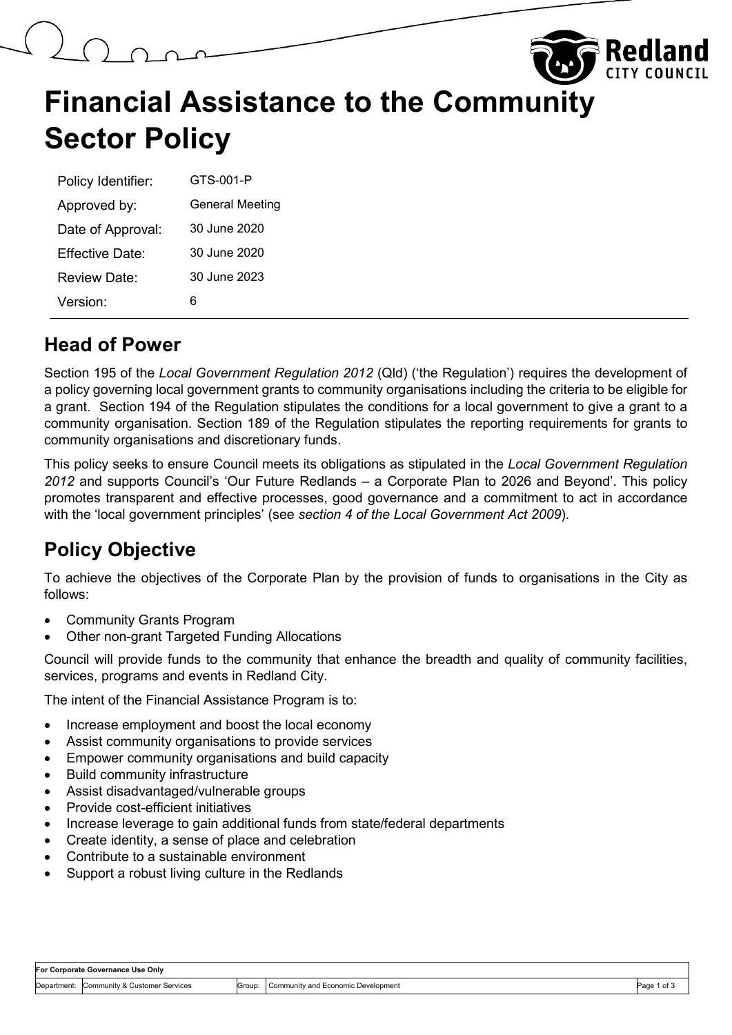# Financial Assistance to the Community Sector Policy

| | |
|---|---|
| Policy Identifier: | GTS-001-P |
| Approved by: | General Meeting |
| Date of Approval: | 30 June 2020 |
| Effective Date: | 30 June 2020 |
| Review Date: | 30 June 2023 |
| Version: | 6 |

## Head of Power

Section 195 of the *Local Government Regulation 2012* (Qld) ('the Regulation') requires the development of a policy governing local government grants to community organisations including the criteria to be eligible for a grant. Section 194 of the Regulation stipulates the conditions for a local government to give a grant to a community organisation. Section 189 of the Regulation stipulates the reporting requirements for grants to community organisations and discretionary funds.

This policy seeks to ensure Council meets its obligations as stipulated in the *Local Government Regulation 2012* and supports Council's 'Our Future Redlands – a Corporate Plan to 2026 and Beyond'. This policy promotes transparent and effective processes, good governance and a commitment to act in accordance with the 'local government principles' (see *section 4 of the Local Government Act 2009*).

## Policy Objective

To achieve the objectives of the Corporate Plan by the provision of funds to organisations in the City as follows:

- Community Grants Program
- Other non-grant Targeted Funding Allocations

Council will provide funds to the community that enhance the breadth and quality of community facilities, services, programs and events in Redland City.

The intent of the Financial Assistance Program is to:

- Increase employment and boost the local economy
- Assist community organisations to provide services
- Empower community organisations and build capacity
- Build community infrastructure
- Assist disadvantaged/vulnerable groups
- Provide cost-efficient initiatives
- Increase leverage to gain additional funds from state/federal departments
- Create identity, a sense of place and celebration
- Contribute to a sustainable environment
- Support a robust living culture in the Redlands

| For Corporate Governance Use Only | | | |
|---|---|---|---|
| Department: | Community & Customer Services | Group: | Community and Economic Development |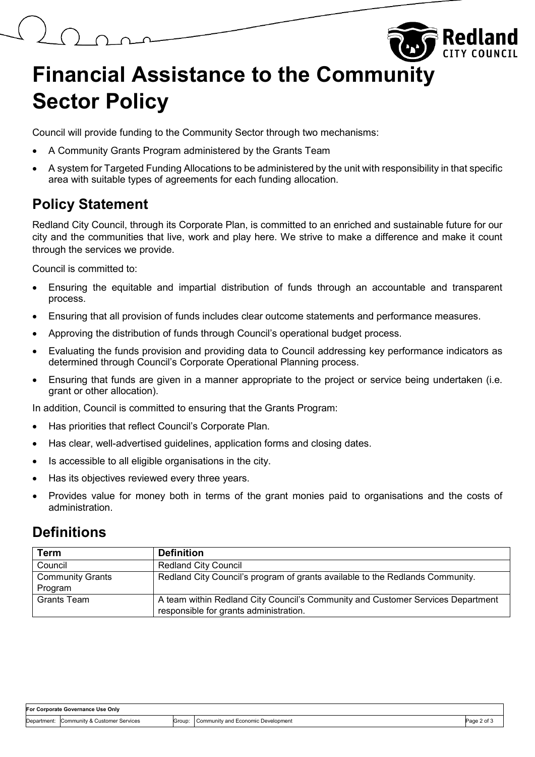# Financial Assistance to the Community Sector Policy

Council will provide funding to the Community Sector through two mechanisms:

- A Community Grants Program administered by the Grants Team
- A system for Targeted Funding Allocations to be administered by the unit with responsibility in that specific area with suitable types of agreements for each funding allocation.

## Policy Statement

Redland City Council, through its Corporate Plan, is committed to an enriched and sustainable future for our city and the communities that live, work and play here. We strive to make a difference and make it count through the services we provide.

Council is committed to:

- Ensuring the equitable and impartial distribution of funds through an accountable and transparent process.
- Ensuring that all provision of funds includes clear outcome statements and performance measures.
- Approving the distribution of funds through Council's operational budget process.
- Evaluating the funds provision and providing data to Council addressing key performance indicators as determined through Council's Corporate Operational Planning process.
- Ensuring that funds are given in a manner appropriate to the project or service being undertaken (i.e. grant or other allocation).

In addition, Council is committed to ensuring that the Grants Program:

- Has priorities that reflect Council's Corporate Plan.
- Has clear, well-advertised guidelines, application forms and closing dates.
- Is accessible to all eligible organisations in the city.
- Has its objectives reviewed every three years.
- Provides value for money both in terms of the grant monies paid to organisations and the costs of administration.

## Definitions

| Term | Definition |
| --- | --- |
| Council | Redland City Council |
| Community Grants Program | Redland City Council's program of grants available to the Redlands Community. |
| Grants Team | A team within Redland City Council's Community and Customer Services Department responsible for grants administration. |

| For Corporate Governance Use Only | | | |
| --- | --- | --- | --- |
| Department: | Community & Customer Services | Group: | Community and Economic Development |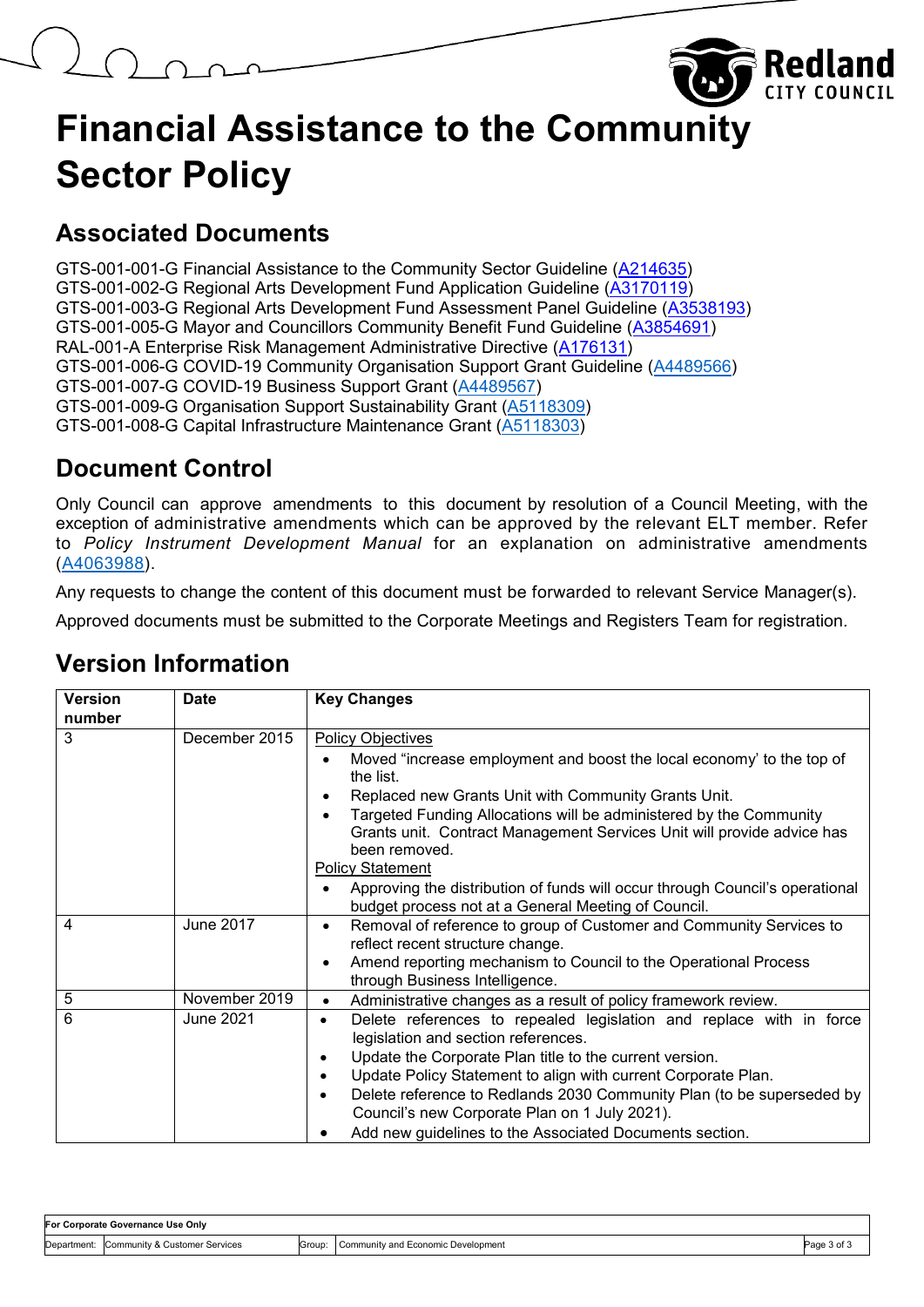# Financial Assistance to the Community Sector Policy

## Associated Documents

GTS-001-001-G Financial Assistance to the Community Sector Guideline (A214635)
GTS-001-002-G Regional Arts Development Fund Application Guideline (A3170119)
GTS-001-003-G Regional Arts Development Fund Assessment Panel Guideline (A3538193)
GTS-001-005-G Mayor and Councillors Community Benefit Fund Guideline (A3854691)
RAL-001-A Enterprise Risk Management Administrative Directive (A176131)
GTS-001-006-G COVID-19 Community Organisation Support Grant Guideline (A4489566)
GTS-001-007-G COVID-19 Business Support Grant (A4489567)
GTS-001-009-G Organisation Support Sustainability Grant (A5118309)
GTS-001-008-G Capital Infrastructure Maintenance Grant (A5118303)

## Document Control

Only Council can approve amendments to this document by resolution of a Council Meeting, with the exception of administrative amendments which can be approved by the relevant ELT member. Refer to *Policy Instrument Development Manual* for an explanation on administrative amendments (A4063988).

Any requests to change the content of this document must be forwarded to relevant Service Manager(s).

Approved documents must be submitted to the Corporate Meetings and Registers Team for registration.

## Version Information

| Version number | Date | Key Changes |
|---|---|---|
| 3 | December 2015 | Policy Objectives<br>• Moved "increase employment and boost the local economy' to the top of the list.<br>• Replaced new Grants Unit with Community Grants Unit.<br>• Targeted Funding Allocations will be administered by the Community Grants unit. Contract Management Services Unit will provide advice has been removed.<br>Policy Statement<br>• Approving the distribution of funds will occur through Council's operational budget process not at a General Meeting of Council. |
| 4 | June 2017 | • Removal of reference to group of Customer and Community Services to reflect recent structure change.<br>• Amend reporting mechanism to Council to the Operational Process through Business Intelligence. |
| 5 | November 2019 | • Administrative changes as a result of policy framework review. |
| 6 | June 2021 | • Delete references to repealed legislation and replace with in force legislation and section references.<br>• Update the Corporate Plan title to the current version.<br>• Update Policy Statement to align with current Corporate Plan.<br>• Delete reference to Redlands 2030 Community Plan (to be superseded by Council's new Corporate Plan on 1 July 2021).<br>• Add new guidelines to the Associated Documents section. |

| For Corporate Governance Use Only | | | |
|---|---|---|---|
| Department: | Community & Customer Services | Group: | Community and Economic Development |